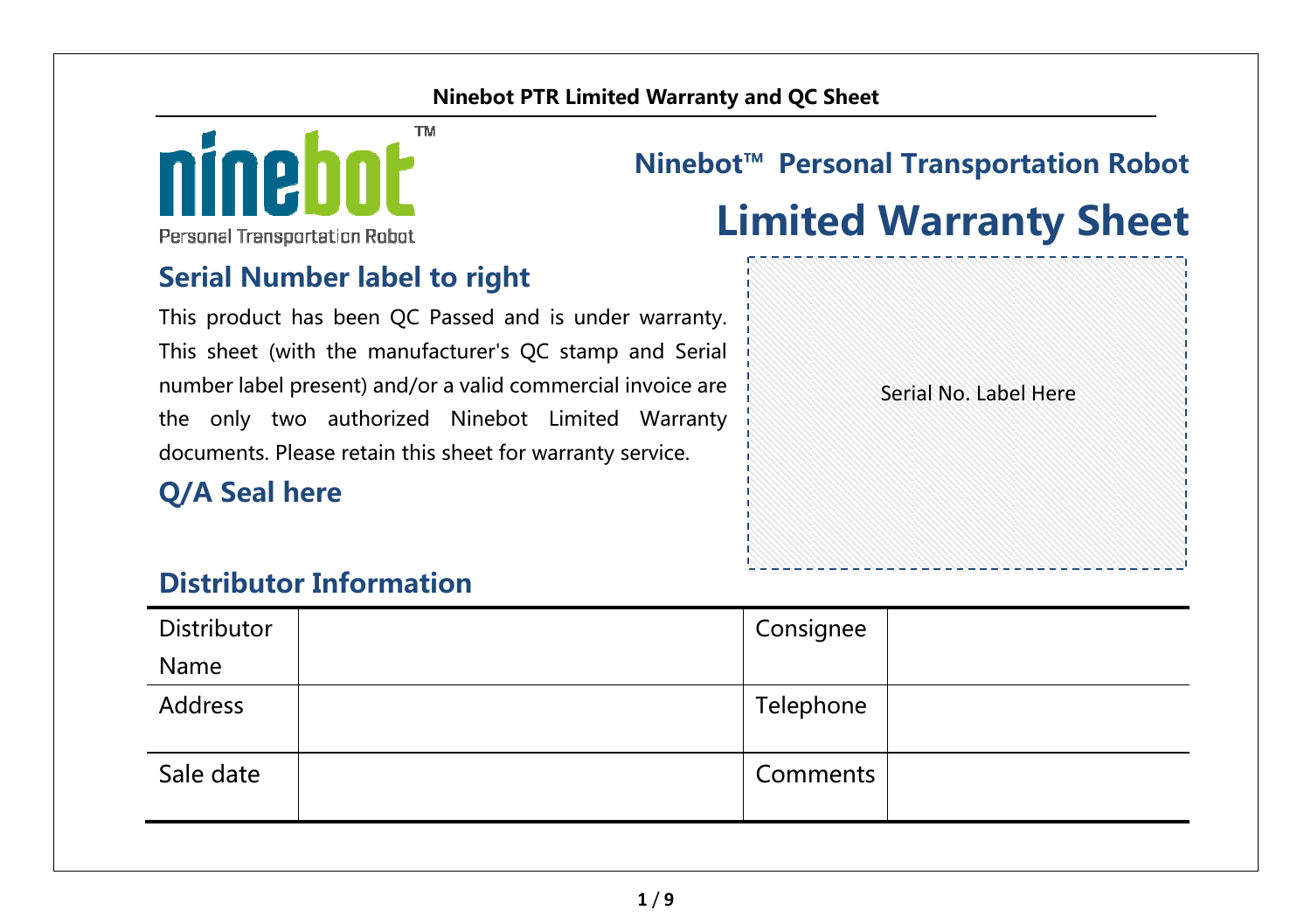**Ninebot PTR Limited Warranty and QC Sheet**

ninebot™
Personal Transportation Robot

## Ninebot™ Personal Transportation Robot

# Limited Warranty Sheet

## Serial Number label to right

This product has been QC Passed and is under warranty. This sheet (with the manufacturer's QC stamp and Serial number label present) and/or a valid commercial invoice are the only two authorized Ninebot Limited Warranty documents. Please retain this sheet for warranty service.

Serial No. Label Here

## Q/A Seal here

## Distributor Information

| Distributor Name | | Consignee | |
|---|---|---|---|
| Address | | Telephone | |
| Sale date | | Comments | |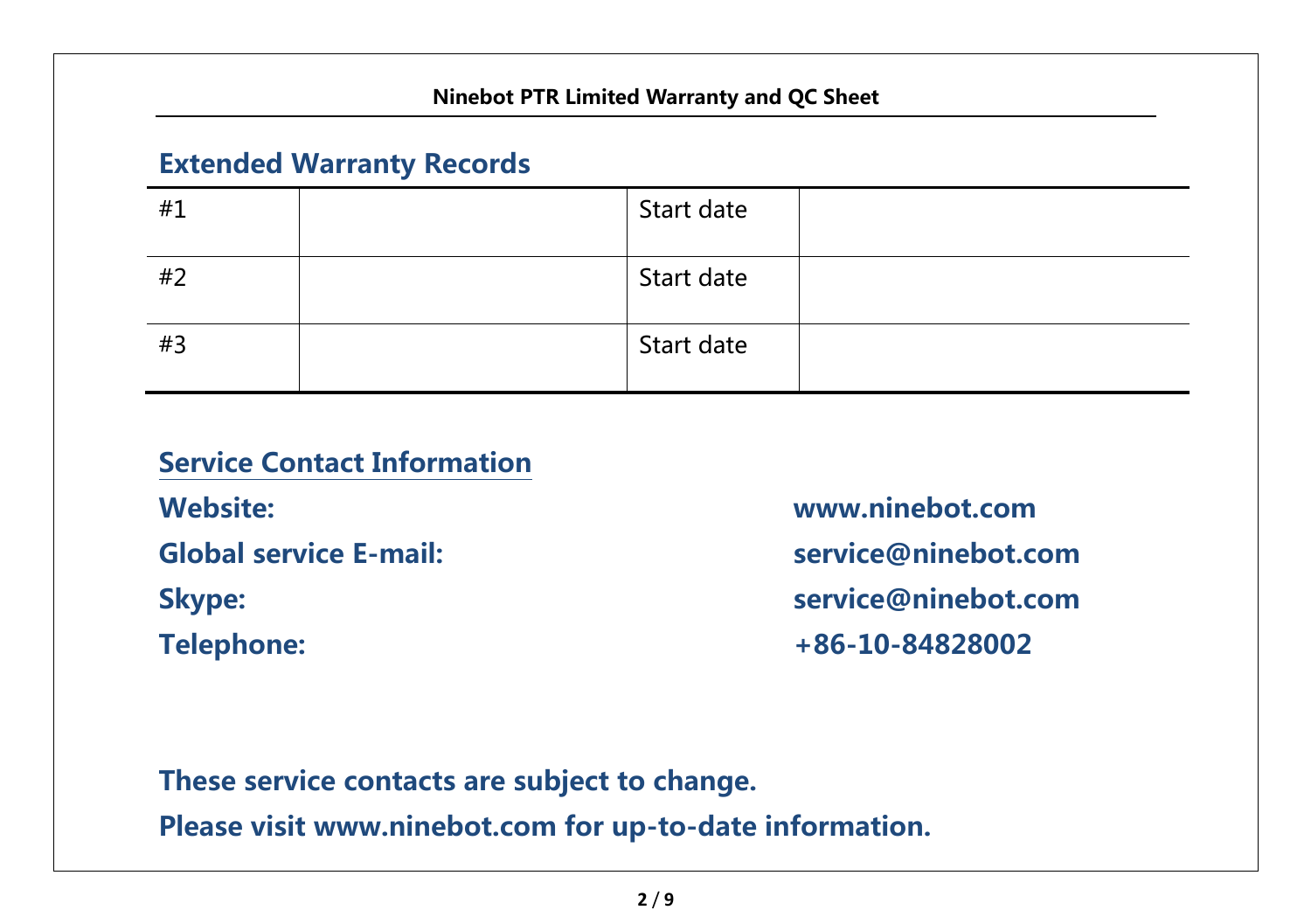## Extended Warranty Records

| | | | |
|---|---|---|---|
| #1 | | Start date | |
| #2 | | Start date | |
| #3 | | Start date | |

## Service Contact Information

**Website:** **www.ninebot.com**

**Global service E-mail:** **service@ninebot.com**

**Skype:** **service@ninebot.com**

**Telephone:** **+86-10-84828002**

**These service contacts are subject to change.**

**Please visit www.ninebot.com for up-to-date information.**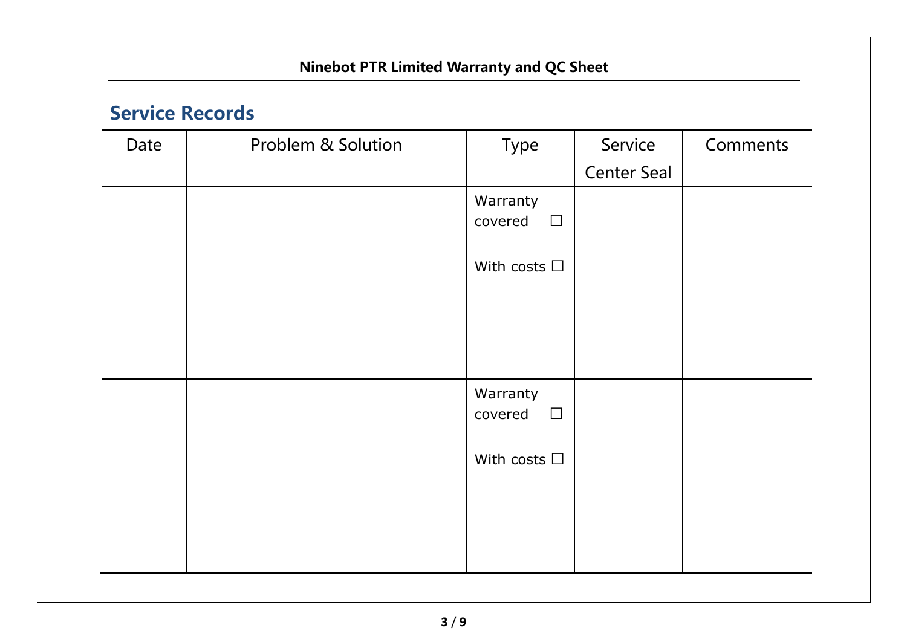## Service Records

| Date | Problem & Solution | Type | Service Center Seal | Comments |
|---|---|---|---|---|
| | | Warranty covered ☐<br><br>With costs ☐ | | |
| | | Warranty covered ☐<br><br>With costs ☐ | | |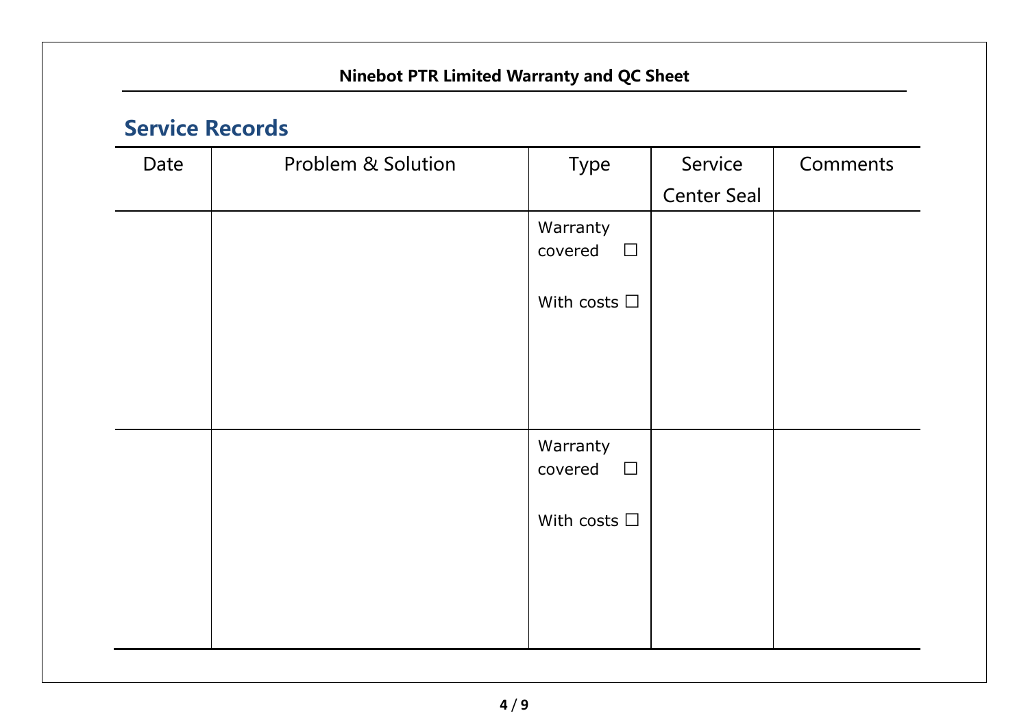## Service Records

| Date | Problem & Solution | Type | Service Center Seal | Comments |
| --- | --- | --- | --- | --- |
| | | Warranty covered ☐<br><br>With costs ☐ | | |
| | | Warranty covered ☐<br><br>With costs ☐ | | |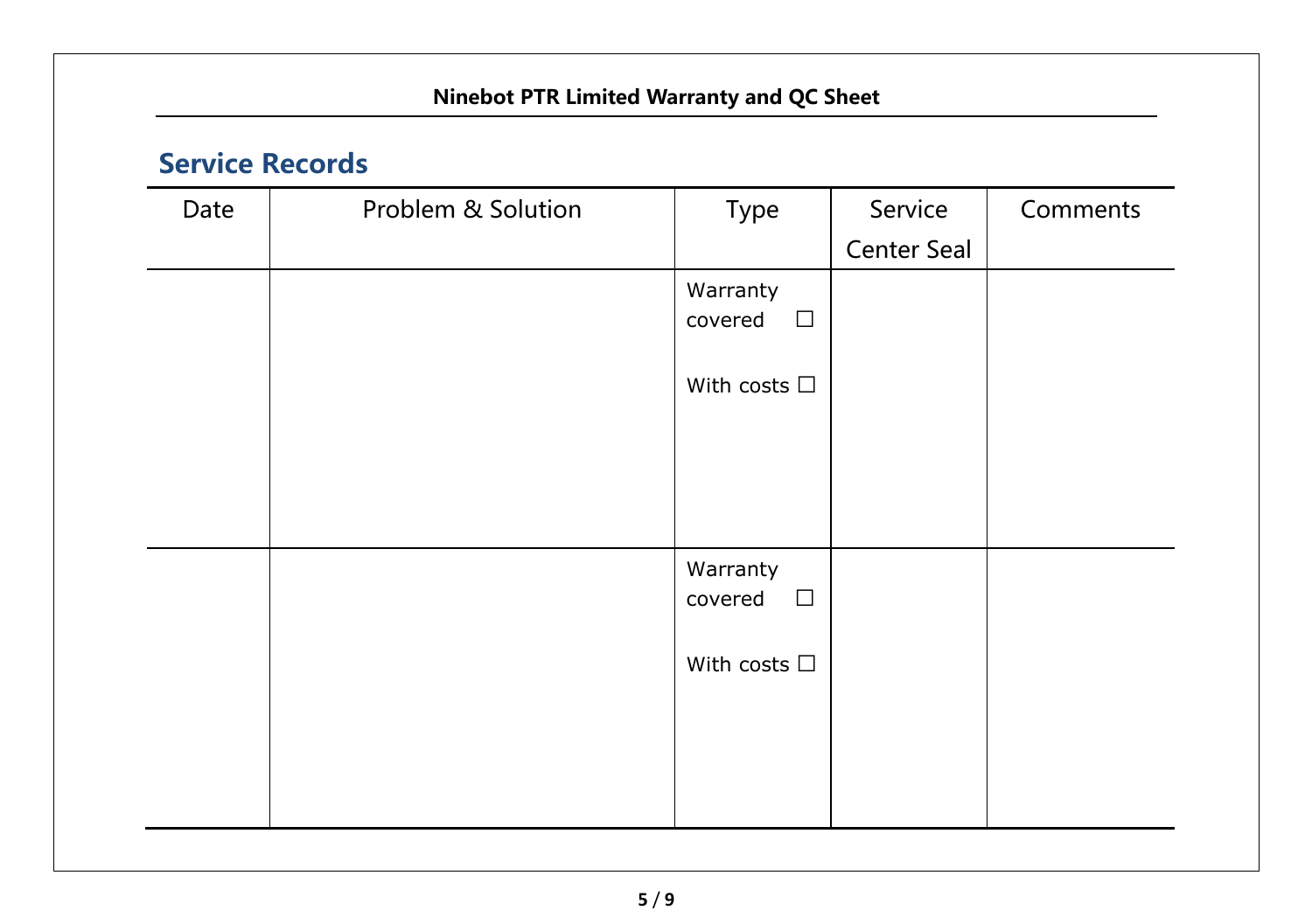## Service Records

| Date | Problem & Solution | Type | Service Center Seal | Comments |
|---|---|---|---|---|
| | | Warranty covered ☐<br><br>With costs ☐ | | |
| | | Warranty covered ☐<br><br>With costs ☐ | | |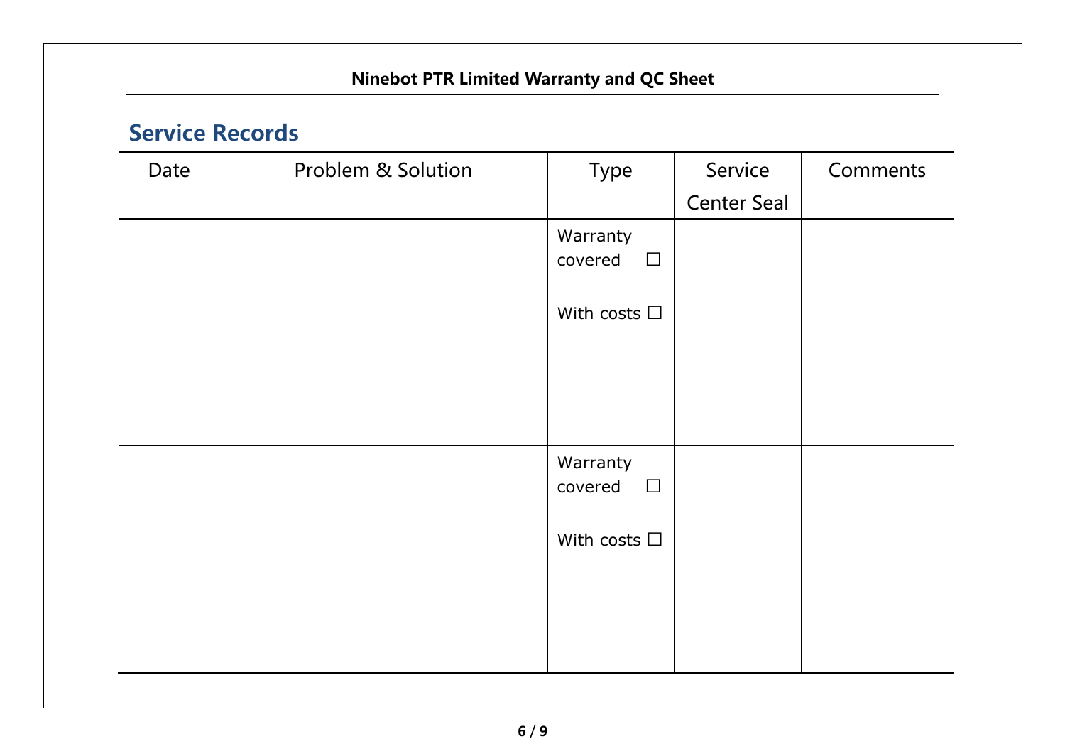## Service Records

| Date | Problem & Solution | Type | Service Center Seal | Comments |
|---|---|---|---|---|
| | | Warranty covered ☐<br><br>With costs ☐ | | |
| | | Warranty covered ☐<br><br>With costs ☐ | | |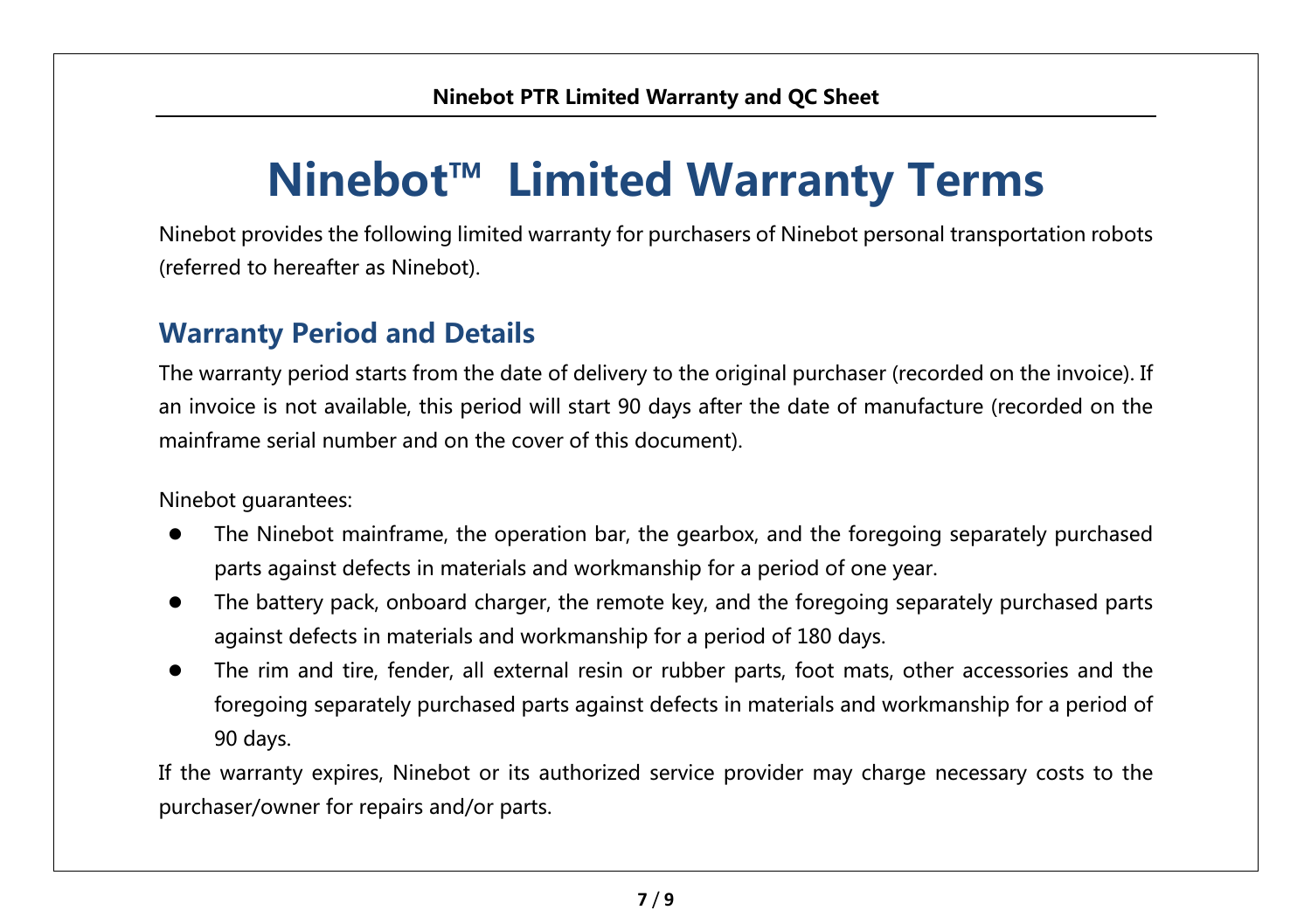# Ninebot™ Limited Warranty Terms

Ninebot provides the following limited warranty for purchasers of Ninebot personal transportation robots (referred to hereafter as Ninebot).

## Warranty Period and Details

The warranty period starts from the date of delivery to the original purchaser (recorded on the invoice). If an invoice is not available, this period will start 90 days after the date of manufacture (recorded on the mainframe serial number and on the cover of this document).

Ninebot guarantees:

- The Ninebot mainframe, the operation bar, the gearbox, and the foregoing separately purchased parts against defects in materials and workmanship for a period of one year.
- The battery pack, onboard charger, the remote key, and the foregoing separately purchased parts against defects in materials and workmanship for a period of 180 days.
- The rim and tire, fender, all external resin or rubber parts, foot mats, other accessories and the foregoing separately purchased parts against defects in materials and workmanship for a period of 90 days.

If the warranty expires, Ninebot or its authorized service provider may charge necessary costs to the purchaser/owner for repairs and/or parts.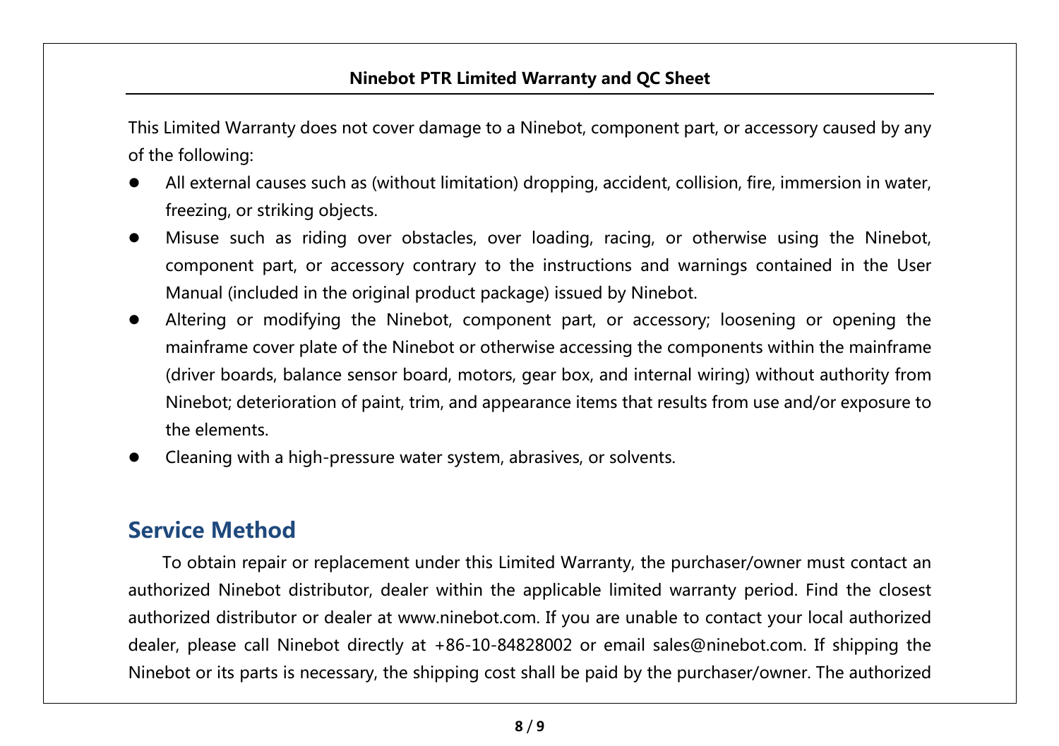This Limited Warranty does not cover damage to a Ninebot, component part, or accessory caused by any of the following:

- All external causes such as (without limitation) dropping, accident, collision, fire, immersion in water, freezing, or striking objects.
- Misuse such as riding over obstacles, over loading, racing, or otherwise using the Ninebot, component part, or accessory contrary to the instructions and warnings contained in the User Manual (included in the original product package) issued by Ninebot.
- Altering or modifying the Ninebot, component part, or accessory; loosening or opening the mainframe cover plate of the Ninebot or otherwise accessing the components within the mainframe (driver boards, balance sensor board, motors, gear box, and internal wiring) without authority from Ninebot; deterioration of paint, trim, and appearance items that results from use and/or exposure to the elements.
- Cleaning with a high-pressure water system, abrasives, or solvents.

## Service Method

To obtain repair or replacement under this Limited Warranty, the purchaser/owner must contact an authorized Ninebot distributor, dealer within the applicable limited warranty period. Find the closest authorized distributor or dealer at www.ninebot.com. If you are unable to contact your local authorized dealer, please call Ninebot directly at +86-10-84828002 or email sales@ninebot.com. If shipping the Ninebot or its parts is necessary, the shipping cost shall be paid by the purchaser/owner. The authorized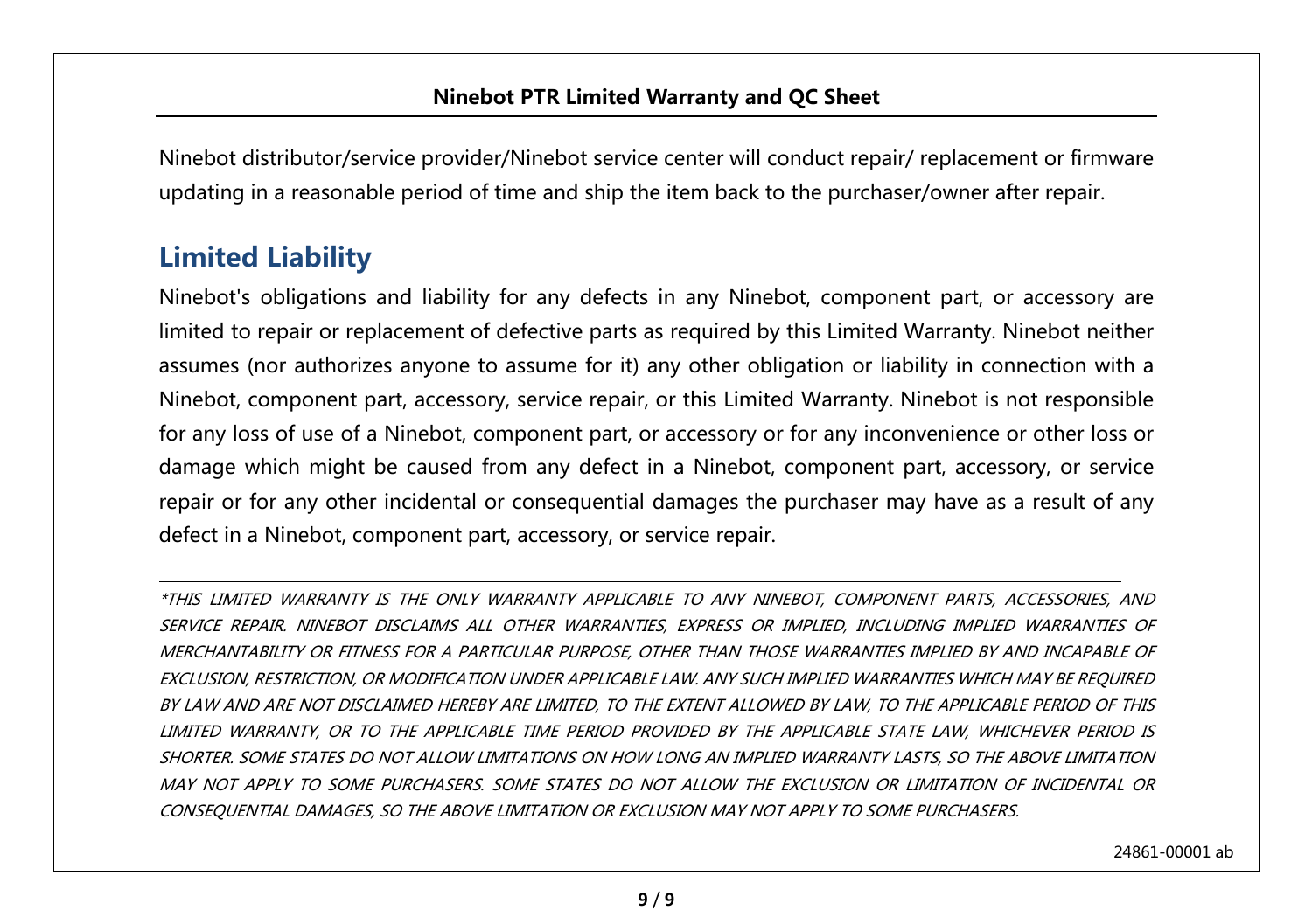Ninebot distributor/service provider/Ninebot service center will conduct repair/ replacement or firmware updating in a reasonable period of time and ship the item back to the purchaser/owner after repair.

## Limited Liability

Ninebot's obligations and liability for any defects in any Ninebot, component part, or accessory are limited to repair or replacement of defective parts as required by this Limited Warranty. Ninebot neither assumes (nor authorizes anyone to assume for it) any other obligation or liability in connection with a Ninebot, component part, accessory, service repair, or this Limited Warranty. Ninebot is not responsible for any loss of use of a Ninebot, component part, or accessory or for any inconvenience or other loss or damage which might be caused from any defect in a Ninebot, component part, accessory, or service repair or for any other incidental or consequential damages the purchaser may have as a result of any defect in a Ninebot, component part, accessory, or service repair.

---

*\*THIS LIMITED WARRANTY IS THE ONLY WARRANTY APPLICABLE TO ANY NINEBOT, COMPONENT PARTS, ACCESSORIES, AND SERVICE REPAIR. NINEBOT DISCLAIMS ALL OTHER WARRANTIES, EXPRESS OR IMPLIED, INCLUDING IMPLIED WARRANTIES OF MERCHANTABILITY OR FITNESS FOR A PARTICULAR PURPOSE, OTHER THAN THOSE WARRANTIES IMPLIED BY AND INCAPABLE OF EXCLUSION, RESTRICTION, OR MODIFICATION UNDER APPLICABLE LAW. ANY SUCH IMPLIED WARRANTIES WHICH MAY BE REQUIRED BY LAW AND ARE NOT DISCLAIMED HEREBY ARE LIMITED, TO THE EXTENT ALLOWED BY LAW, TO THE APPLICABLE PERIOD OF THIS LIMITED WARRANTY, OR TO THE APPLICABLE TIME PERIOD PROVIDED BY THE APPLICABLE STATE LAW, WHICHEVER PERIOD IS SHORTER. SOME STATES DO NOT ALLOW LIMITATIONS ON HOW LONG AN IMPLIED WARRANTY LASTS, SO THE ABOVE LIMITATION MAY NOT APPLY TO SOME PURCHASERS. SOME STATES DO NOT ALLOW THE EXCLUSION OR LIMITATION OF INCIDENTAL OR CONSEQUENTIAL DAMAGES, SO THE ABOVE LIMITATION OR EXCLUSION MAY NOT APPLY TO SOME PURCHASERS.*

24861-00001 ab